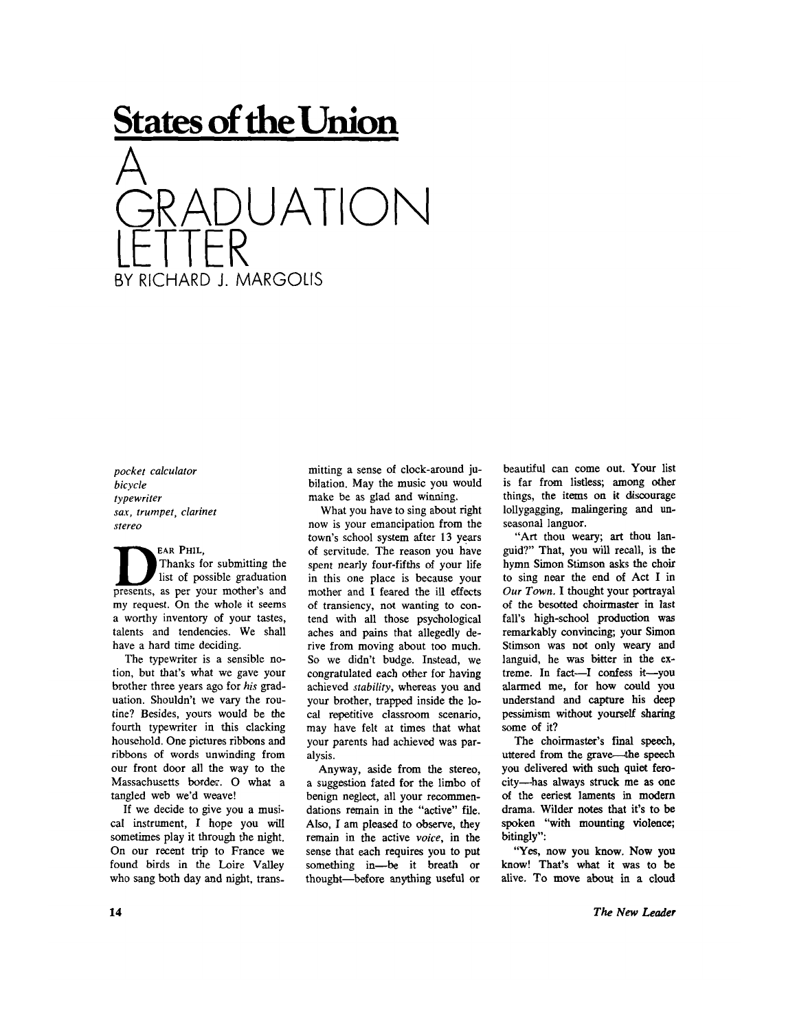## States of the Union

# A GRADUATION LETTER

BY RICHARD J. MARGOLIS

*pocket calculator*
*bicycle*
*typewriter*
*sax, trumpet, clarinet*
*stereo*

DEAR PHIL,

Thanks for submitting the list of possible graduation presents, as per your mother's and my request. On the whole it seems a worthy inventory of your tastes, talents and tendencies. We shall have a hard time deciding.

The typewriter is a sensible notion, but that's what we gave your brother three years ago for *his* graduation. Shouldn't we vary the routine? Besides, yours would be the fourth typewriter in this clacking household. One pictures ribbons and ribbons of words unwinding from our front door all the way to the Massachusetts border. O what a tangled web we'd weave!

If we decide to give you a musical instrument, I hope you will sometimes play it through the night. On our recent trip to France we found birds in the Loire Valley who sang both day and night, transmitting a sense of clock-around jubilation. May the music you would make be as glad and winning.

What you have to sing about right now is your emancipation from the town's school system after 13 years of servitude. The reason you have spent nearly four-fifths of your life in this one place is because your mother and I feared the ill effects of transiency, not wanting to contend with all those psychological aches and pains that allegedly derive from moving about too much. So we didn't budge. Instead, we congratulated each other for having achieved *stability*, whereas you and your brother, trapped inside the local repetitive classroom scenario, may have felt at times that what your parents had achieved was paralysis.

Anyway, aside from the stereo, a suggestion fated for the limbo of benign neglect, all your recommendations remain in the "active" file. Also, I am pleased to observe, they remain in the active *voice*, in the sense that each requires you to put something in—be it breath or thought—before anything useful or beautiful can come out. Your list is far from listless; among other things, the items on it discourage lollygagging, malingering and unseasonal languor.

"Art thou weary; art thou languid?" That, you will recall, is the hymn Simon Stimson asks the choir to sing near the end of Act I in *Our Town*. I thought your portrayal of the besotted choirmaster in last fall's high-school production was remarkably convincing; your Simon Stimson was not only weary and languid, he was bitter in the extreme. In fact—I confess it—you alarmed me, for how could you understand and capture his deep pessimism without yourself sharing some of it?

The choirmaster's final speech, uttered from the grave—the speech you delivered with such quiet ferocity—has always struck me as one of the eeriest laments in modern drama. Wilder notes that it's to be spoken "with mounting violence; bitingly":

"Yes, now you know. Now you know! That's what it was to be alive. To move about in a cloud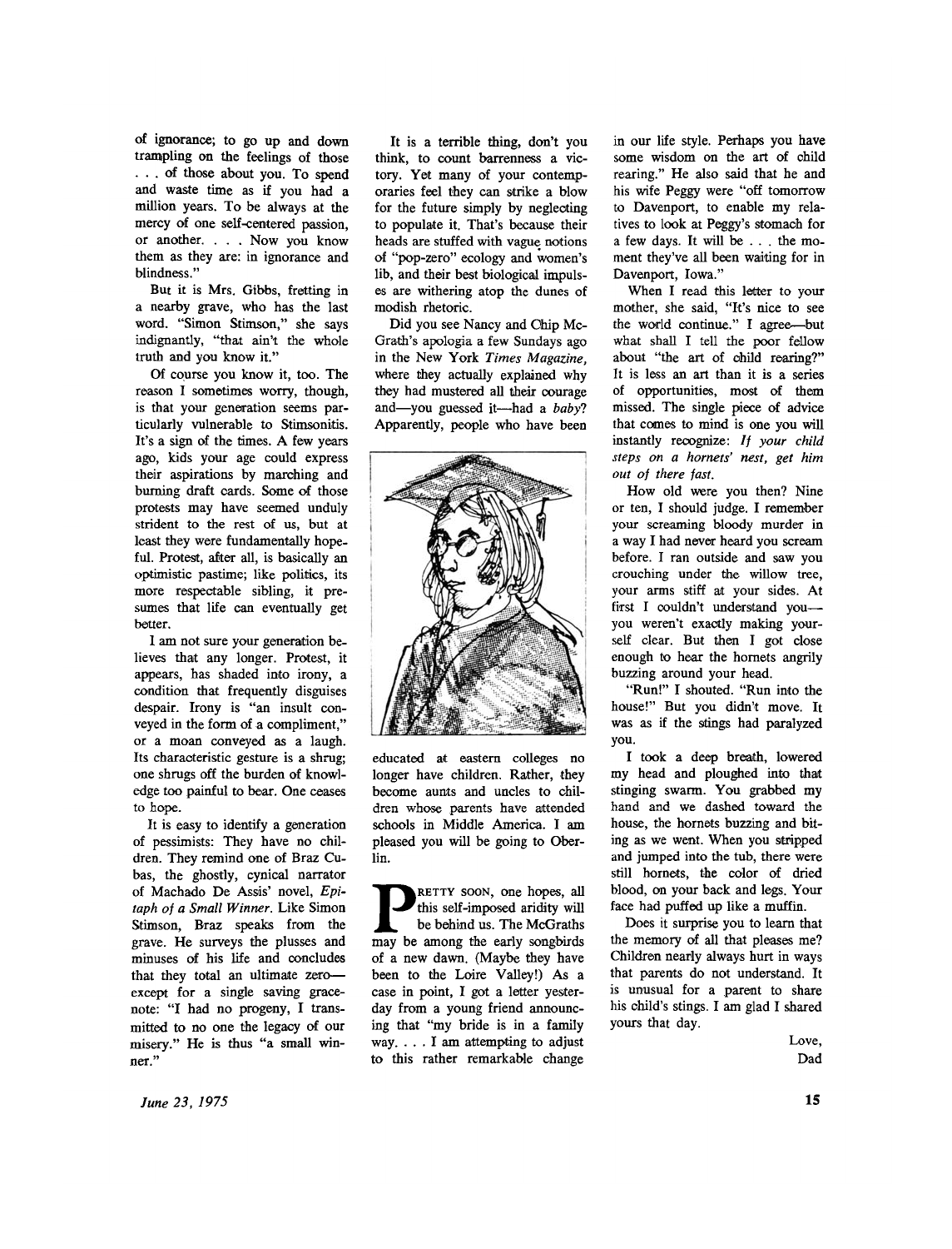of ignorance; to go up and down trampling on the feelings of those . . . of those about you. To spend and waste time as if you had a million years. To be always at the mercy of one self-centered passion, or another. . . . Now you know them as they are: in ignorance and blindness."

But it is Mrs. Gibbs, fretting in a nearby grave, who has the last word. "Simon Stimson," she says indignantly, "that ain't the whole truth and you know it."

Of course you know it, too. The reason I sometimes worry, though, is that your generation seems particularly vulnerable to Stimsonitis. It's a sign of the times. A few years ago, kids your age could express their aspirations by marching and burning draft cards. Some of those protests may have seemed unduly strident to the rest of us, but at least they were fundamentally hopeful. Protest, after all, is basically an optimistic pastime; like politics, its more respectable sibling, it presumes that life can eventually get better.

I am not sure your generation believes that any longer. Protest, it appears, has shaded into irony, a condition that frequently disguises despair. Irony is "an insult conveyed in the form of a compliment," or a moan conveyed as a laugh. Its characteristic gesture is a shrug; one shrugs off the burden of knowledge too painful to bear. One ceases to hope.

It is easy to identify a generation of pessimists: They have no children. They remind one of Braz Cubas, the ghostly, cynical narrator of Machado De Assis' novel, *Epitaph of a Small Winner*. Like Simon Stimson, Braz speaks from the grave. He surveys the plusses and minuses of his life and concludes that they total an ultimate zero—except for a single saving grace-note: "I had no progeny, I transmitted to no one the legacy of our misery." He is thus "a small winner."

It is a terrible thing, don't you think, to count barrenness a victory. Yet many of your contemporaries feel they can strike a blow for the future simply by neglecting to populate it. That's because their heads are stuffed with vague notions of "pop-zero" ecology and women's lib, and their best biological impulses are withering atop the dunes of modish rhetoric.

Did you see Nancy and Chip McGrath's apologia a few Sundays ago in the New York *Times Magazine*, where they actually explained why they had mustered all their courage and—you guessed it—had a *baby*? Apparently, people who have been educated at eastern colleges no longer have children. Rather, they become aunts and uncles to children whose parents have attended schools in Middle America. I am pleased you will be going to Oberlin.

PRETTY SOON, one hopes, all this self-imposed aridity will be behind us. The McGraths may be among the early songbirds of a new dawn. (Maybe they have been to the Loire Valley!) As a case in point, I got a letter yesterday from a young friend announcing that "my bride is in a family way. . . . I am attempting to adjust to this rather remarkable change in our life style. Perhaps you have some wisdom on the art of child rearing." He also said that he and his wife Peggy were "off tomorrow to Davenport, to enable my relatives to look at Peggy's stomach for a few days. It will be . . . the moment they've all been waiting for in Davenport, Iowa."

When I read this letter to your mother, she said, "It's nice to see the world continue." I agree—but what shall I tell the poor fellow about "the art of child rearing?" It is less an art than it is a series of opportunities, most of them missed. The single piece of advice that comes to mind is one you will instantly recognize: *If your child steps on a hornets' nest, get him out of there fast.*

How old were you then? Nine or ten, I should judge. I remember your screaming bloody murder in a way I had never heard you scream before. I ran outside and saw you crouching under the willow tree, your arms stiff at your sides. At first I couldn't understand you—you weren't exactly making yourself clear. But then I got close enough to hear the hornets angrily buzzing around your head.

"Run!" I shouted. "Run into the house!" But you didn't move. It was as if the stings had paralyzed you.

I took a deep breath, lowered my head and ploughed into that stinging swarm. You grabbed my hand and we dashed toward the house, the hornets buzzing and biting as we went. When you stripped and jumped into the tub, there were still hornets, the color of dried blood, on your back and legs. Your face had puffed up like a muffin.

Does it surprise you to learn that the memory of all that pleases me? Children nearly always hurt in ways that parents do not understand. It is unusual for a parent to share his child's stings. I am glad I shared yours that day.

Love,
Dad